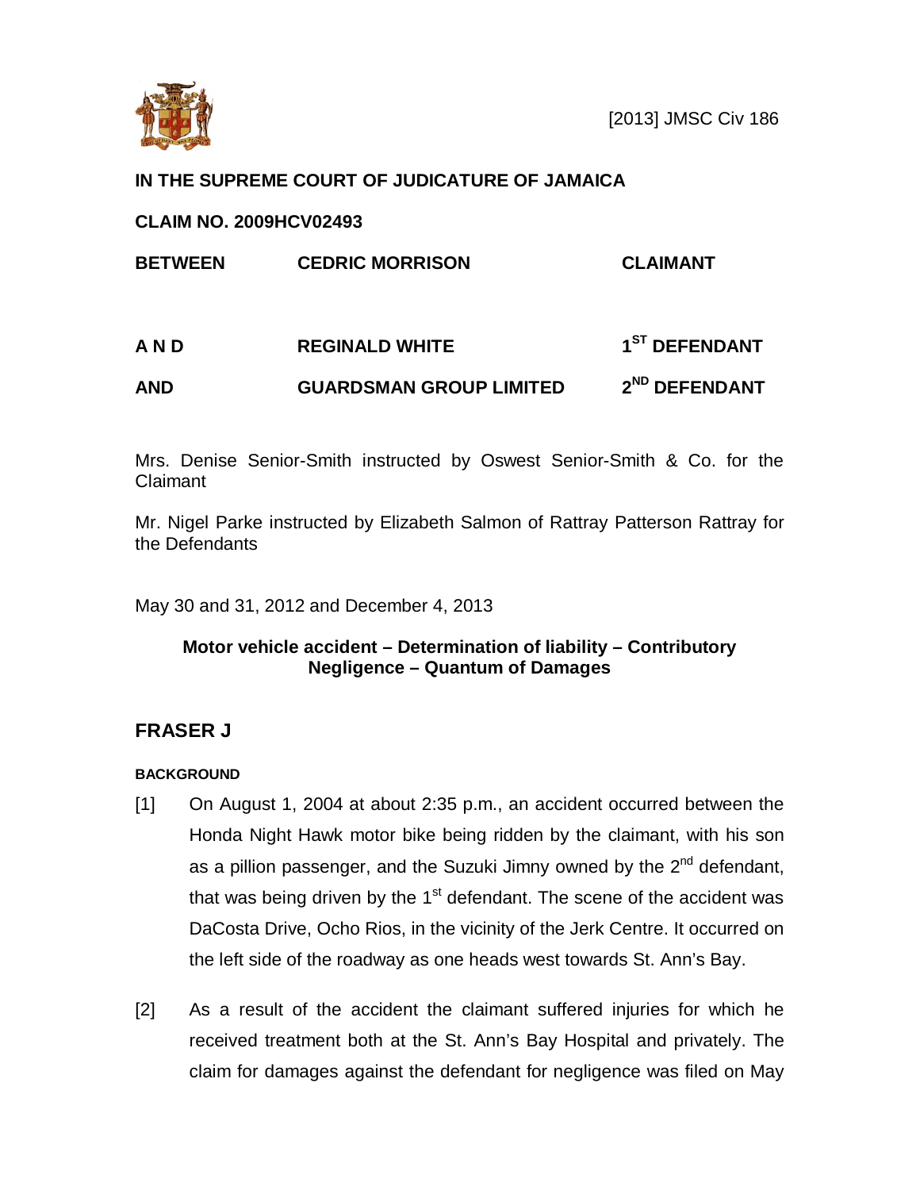[2013] JMSC Civ 186

**IN THE SUPREME COURT OF JUDICATURE OF JAMAICA**

**CLAIM NO. 2009HCV02493**

| | | |
|---|---|---|
| **BETWEEN** | **CEDRIC MORRISON** | **CLAIMANT** |
| **A N D** | **REGINALD WHITE** | **1ST DEFENDANT** |
| **AND** | **GUARDSMAN GROUP LIMITED** | **2ND DEFENDANT** |

Mrs. Denise Senior-Smith instructed by Oswest Senior-Smith & Co. for the Claimant

Mr. Nigel Parke instructed by Elizabeth Salmon of Rattray Patterson Rattray for the Defendants

May 30 and 31, 2012 and December 4, 2013

**Motor vehicle accident – Determination of liability – Contributory Negligence – Quantum of Damages**

## FRASER J

**BACKGROUND**

[1] On August 1, 2004 at about 2:35 p.m., an accident occurred between the Honda Night Hawk motor bike being ridden by the claimant, with his son as a pillion passenger, and the Suzuki Jimny owned by the 2nd defendant, that was being driven by the 1st defendant. The scene of the accident was DaCosta Drive, Ocho Rios, in the vicinity of the Jerk Centre. It occurred on the left side of the roadway as one heads west towards St. Ann's Bay.

[2] As a result of the accident the claimant suffered injuries for which he received treatment both at the St. Ann's Bay Hospital and privately. The claim for damages against the defendant for negligence was filed on May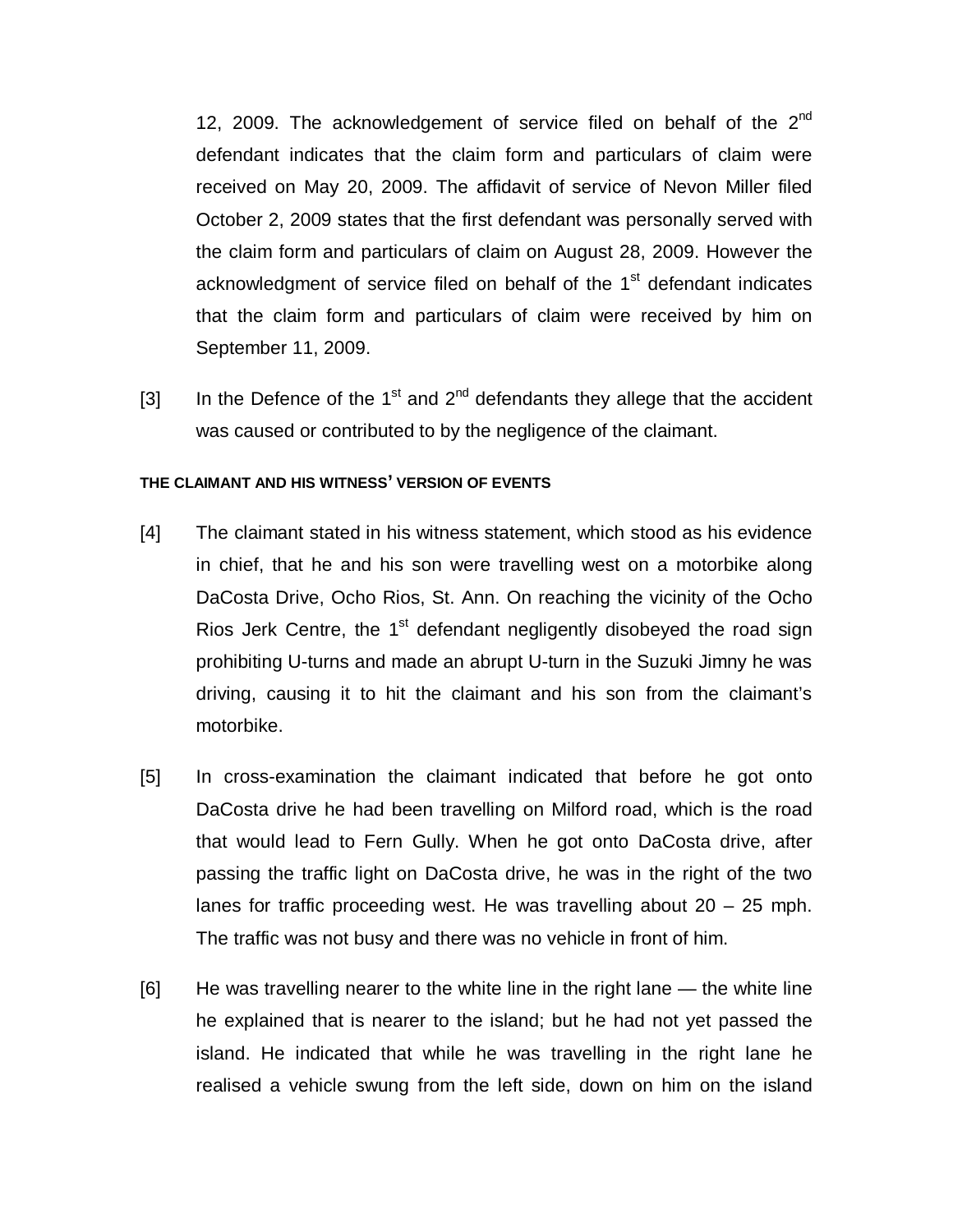12, 2009. The acknowledgement of service filed on behalf of the 2nd defendant indicates that the claim form and particulars of claim were received on May 20, 2009. The affidavit of service of Nevon Miller filed October 2, 2009 states that the first defendant was personally served with the claim form and particulars of claim on August 28, 2009. However the acknowledgment of service filed on behalf of the 1st defendant indicates that the claim form and particulars of claim were received by him on September 11, 2009.

[3] In the Defence of the 1st and 2nd defendants they allege that the accident was caused or contributed to by the negligence of the claimant.

#### THE CLAIMANT AND HIS WITNESS' VERSION OF EVENTS

[4] The claimant stated in his witness statement, which stood as his evidence in chief, that he and his son were travelling west on a motorbike along DaCosta Drive, Ocho Rios, St. Ann. On reaching the vicinity of the Ocho Rios Jerk Centre, the 1st defendant negligently disobeyed the road sign prohibiting U-turns and made an abrupt U-turn in the Suzuki Jimny he was driving, causing it to hit the claimant and his son from the claimant's motorbike.

[5] In cross-examination the claimant indicated that before he got onto DaCosta drive he had been travelling on Milford road, which is the road that would lead to Fern Gully. When he got onto DaCosta drive, after passing the traffic light on DaCosta drive, he was in the right of the two lanes for traffic proceeding west. He was travelling about 20 – 25 mph. The traffic was not busy and there was no vehicle in front of him.

[6] He was travelling nearer to the white line in the right lane — the white line he explained that is nearer to the island; but he had not yet passed the island. He indicated that while he was travelling in the right lane he realised a vehicle swung from the left side, down on him on the island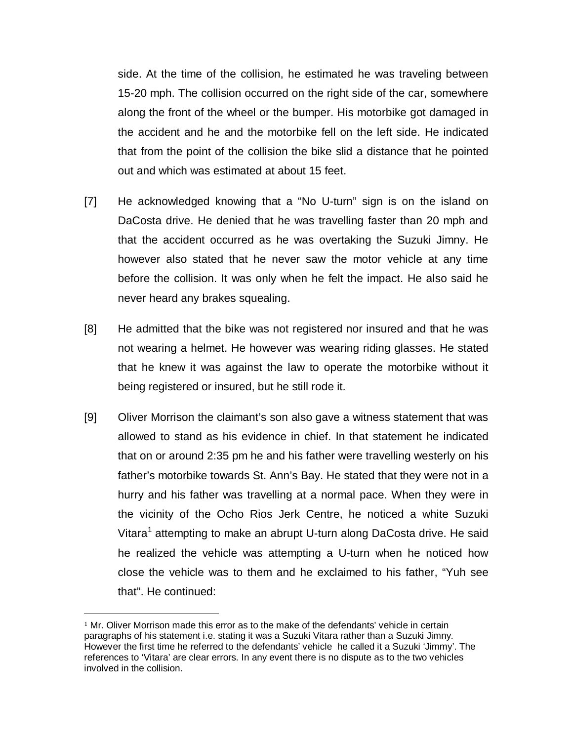side. At the time of the collision, he estimated he was traveling between 15-20 mph. The collision occurred on the right side of the car, somewhere along the front of the wheel or the bumper. His motorbike got damaged in the accident and he and the motorbike fell on the left side. He indicated that from the point of the collision the bike slid a distance that he pointed out and which was estimated at about 15 feet.

[7] He acknowledged knowing that a "No U-turn" sign is on the island on DaCosta drive. He denied that he was travelling faster than 20 mph and that the accident occurred as he was overtaking the Suzuki Jimny. He however also stated that he never saw the motor vehicle at any time before the collision. It was only when he felt the impact. He also said he never heard any brakes squealing.

[8] He admitted that the bike was not registered nor insured and that he was not wearing a helmet. He however was wearing riding glasses. He stated that he knew it was against the law to operate the motorbike without it being registered or insured, but he still rode it.

[9] Oliver Morrison the claimant's son also gave a witness statement that was allowed to stand as his evidence in chief. In that statement he indicated that on or around 2:35 pm he and his father were travelling westerly on his father's motorbike towards St. Ann's Bay. He stated that they were not in a hurry and his father was travelling at a normal pace. When they were in the vicinity of the Ocho Rios Jerk Centre, he noticed a white Suzuki Vitara[1] attempting to make an abrupt U-turn along DaCosta drive. He said he realized the vehicle was attempting a U-turn when he noticed how close the vehicle was to them and he exclaimed to his father, "Yuh see that". He continued:

---

[1] Mr. Oliver Morrison made this error as to the make of the defendants' vehicle in certain paragraphs of his statement i.e. stating it was a Suzuki Vitara rather than a Suzuki Jimny. However the first time he referred to the defendants' vehicle he called it a Suzuki 'Jimmy'. The references to 'Vitara' are clear errors. In any event there is no dispute as to the two vehicles involved in the collision.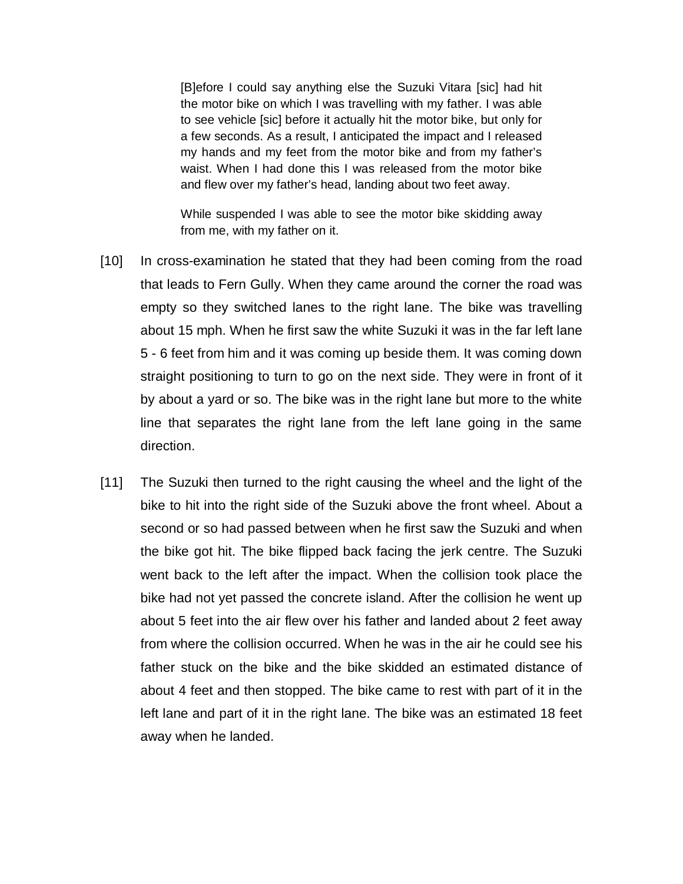> [B]efore I could say anything else the Suzuki Vitara [sic] had hit the motor bike on which I was travelling with my father. I was able to see vehicle [sic] before it actually hit the motor bike, but only for a few seconds. As a result, I anticipated the impact and I released my hands and my feet from the motor bike and from my father's waist. When I had done this I was released from the motor bike and flew over my father's head, landing about two feet away.
>
> While suspended I was able to see the motor bike skidding away from me, with my father on it.

[10] In cross-examination he stated that they had been coming from the road that leads to Fern Gully. When they came around the corner the road was empty so they switched lanes to the right lane. The bike was travelling about 15 mph. When he first saw the white Suzuki it was in the far left lane 5 - 6 feet from him and it was coming up beside them. It was coming down straight positioning to turn to go on the next side. They were in front of it by about a yard or so. The bike was in the right lane but more to the white line that separates the right lane from the left lane going in the same direction.

[11] The Suzuki then turned to the right causing the wheel and the light of the bike to hit into the right side of the Suzuki above the front wheel. About a second or so had passed between when he first saw the Suzuki and when the bike got hit. The bike flipped back facing the jerk centre. The Suzuki went back to the left after the impact. When the collision took place the bike had not yet passed the concrete island. After the collision he went up about 5 feet into the air flew over his father and landed about 2 feet away from where the collision occurred. When he was in the air he could see his father stuck on the bike and the bike skidded an estimated distance of about 4 feet and then stopped. The bike came to rest with part of it in the left lane and part of it in the right lane. The bike was an estimated 18 feet away when he landed.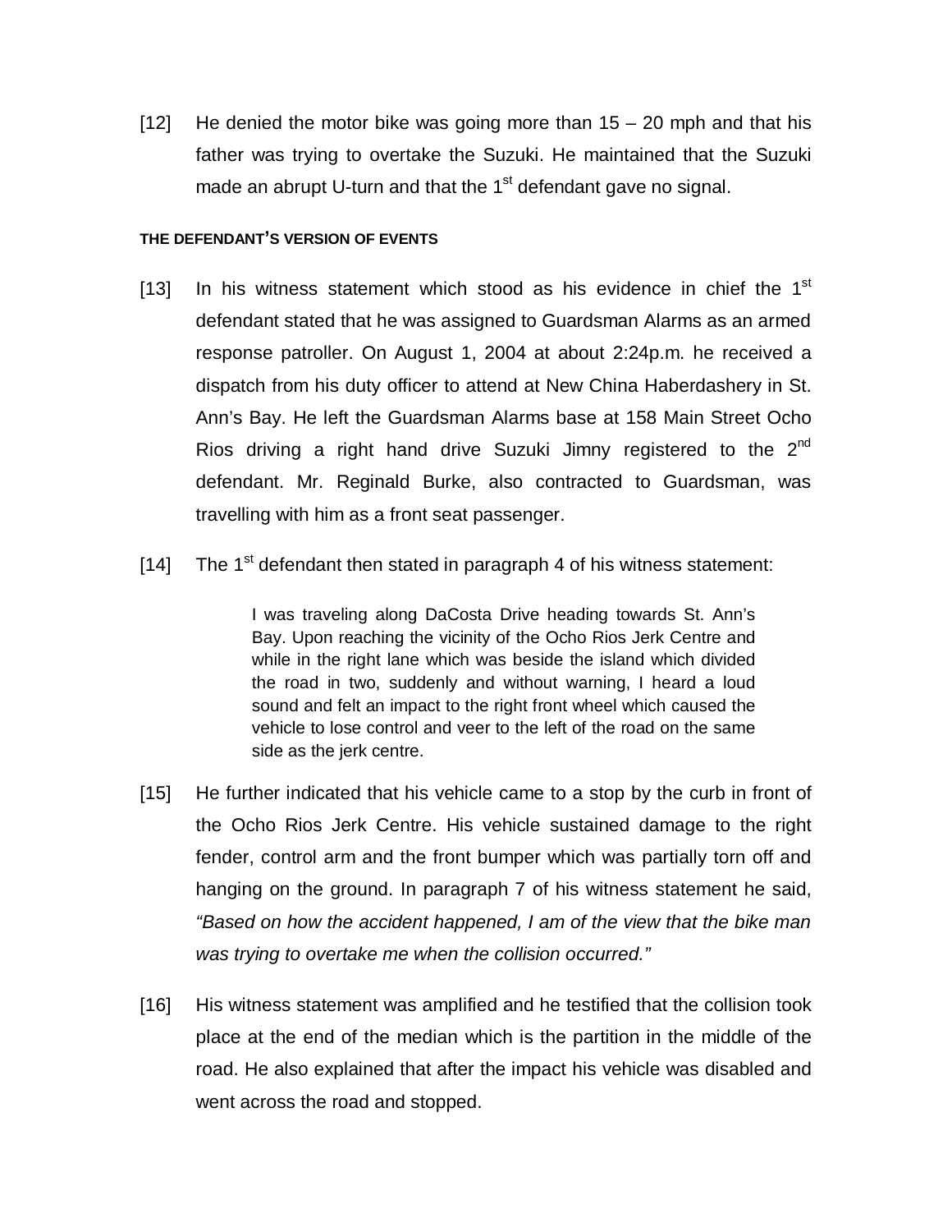[12] He denied the motor bike was going more than 15 – 20 mph and that his father was trying to overtake the Suzuki. He maintained that the Suzuki made an abrupt U-turn and that the 1st defendant gave no signal.

#### THE DEFENDANT'S VERSION OF EVENTS

[13] In his witness statement which stood as his evidence in chief the 1st defendant stated that he was assigned to Guardsman Alarms as an armed response patroller. On August 1, 2004 at about 2:24p.m. he received a dispatch from his duty officer to attend at New China Haberdashery in St. Ann's Bay. He left the Guardsman Alarms base at 158 Main Street Ocho Rios driving a right hand drive Suzuki Jimny registered to the 2nd defendant. Mr. Reginald Burke, also contracted to Guardsman, was travelling with him as a front seat passenger.

[14] The 1st defendant then stated in paragraph 4 of his witness statement:

> I was traveling along DaCosta Drive heading towards St. Ann's Bay. Upon reaching the vicinity of the Ocho Rios Jerk Centre and while in the right lane which was beside the island which divided the road in two, suddenly and without warning, I heard a loud sound and felt an impact to the right front wheel which caused the vehicle to lose control and veer to the left of the road on the same side as the jerk centre.

[15] He further indicated that his vehicle came to a stop by the curb in front of the Ocho Rios Jerk Centre. His vehicle sustained damage to the right fender, control arm and the front bumper which was partially torn off and hanging on the ground. In paragraph 7 of his witness statement he said, *"Based on how the accident happened, I am of the view that the bike man was trying to overtake me when the collision occurred."*

[16] His witness statement was amplified and he testified that the collision took place at the end of the median which is the partition in the middle of the road. He also explained that after the impact his vehicle was disabled and went across the road and stopped.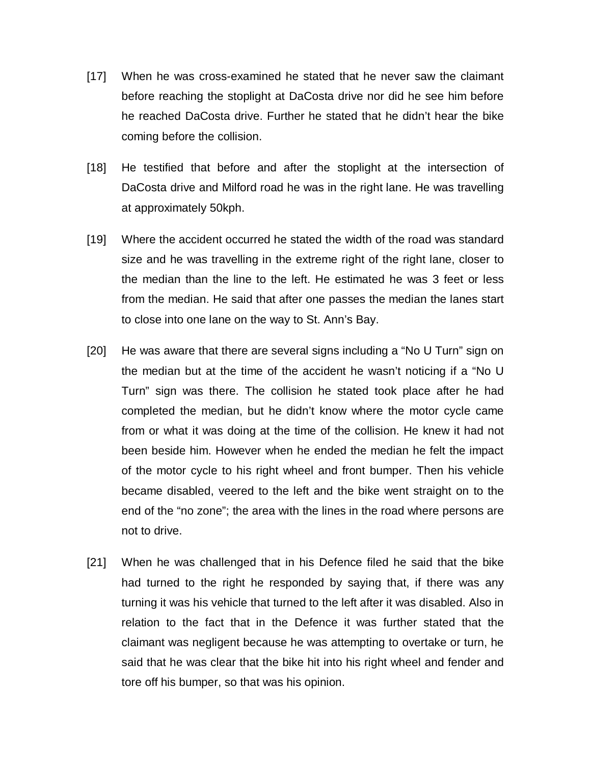[17] When he was cross-examined he stated that he never saw the claimant before reaching the stoplight at DaCosta drive nor did he see him before he reached DaCosta drive. Further he stated that he didn't hear the bike coming before the collision.

[18] He testified that before and after the stoplight at the intersection of DaCosta drive and Milford road he was in the right lane. He was travelling at approximately 50kph.

[19] Where the accident occurred he stated the width of the road was standard size and he was travelling in the extreme right of the right lane, closer to the median than the line to the left. He estimated he was 3 feet or less from the median. He said that after one passes the median the lanes start to close into one lane on the way to St. Ann's Bay.

[20] He was aware that there are several signs including a "No U Turn" sign on the median but at the time of the accident he wasn't noticing if a "No U Turn" sign was there. The collision he stated took place after he had completed the median, but he didn't know where the motor cycle came from or what it was doing at the time of the collision. He knew it had not been beside him. However when he ended the median he felt the impact of the motor cycle to his right wheel and front bumper. Then his vehicle became disabled, veered to the left and the bike went straight on to the end of the "no zone"; the area with the lines in the road where persons are not to drive.

[21] When he was challenged that in his Defence filed he said that the bike had turned to the right he responded by saying that, if there was any turning it was his vehicle that turned to the left after it was disabled. Also in relation to the fact that in the Defence it was further stated that the claimant was negligent because he was attempting to overtake or turn, he said that he was clear that the bike hit into his right wheel and fender and tore off his bumper, so that was his opinion.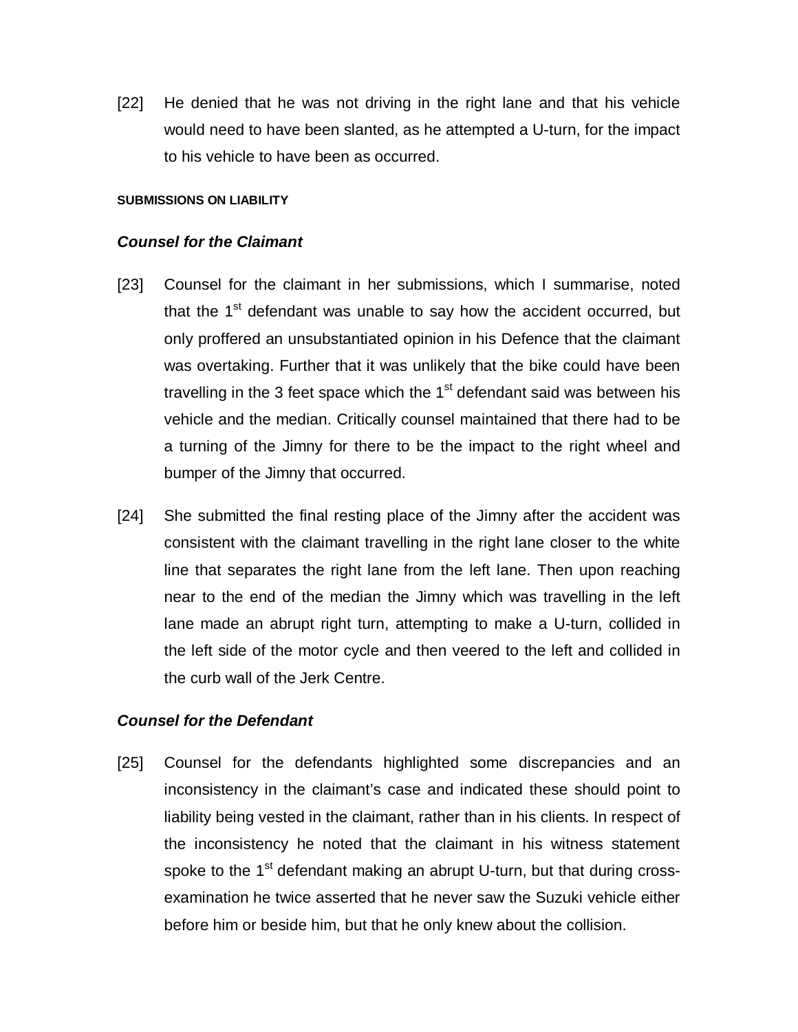[22] He denied that he was not driving in the right lane and that his vehicle would need to have been slanted, as he attempted a U-turn, for the impact to his vehicle to have been as occurred.

**SUBMISSIONS ON LIABILITY**

***Counsel for the Claimant***

[23] Counsel for the claimant in her submissions, which I summarise, noted that the 1st defendant was unable to say how the accident occurred, but only proffered an unsubstantiated opinion in his Defence that the claimant was overtaking. Further that it was unlikely that the bike could have been travelling in the 3 feet space which the 1st defendant said was between his vehicle and the median. Critically counsel maintained that there had to be a turning of the Jimny for there to be the impact to the right wheel and bumper of the Jimny that occurred.

[24] She submitted the final resting place of the Jimny after the accident was consistent with the claimant travelling in the right lane closer to the white line that separates the right lane from the left lane. Then upon reaching near to the end of the median the Jimny which was travelling in the left lane made an abrupt right turn, attempting to make a U-turn, collided in the left side of the motor cycle and then veered to the left and collided in the curb wall of the Jerk Centre.

***Counsel for the Defendant***

[25] Counsel for the defendants highlighted some discrepancies and an inconsistency in the claimant's case and indicated these should point to liability being vested in the claimant, rather than in his clients. In respect of the inconsistency he noted that the claimant in his witness statement spoke to the 1st defendant making an abrupt U-turn, but that during cross-examination he twice asserted that he never saw the Suzuki vehicle either before him or beside him, but that he only knew about the collision.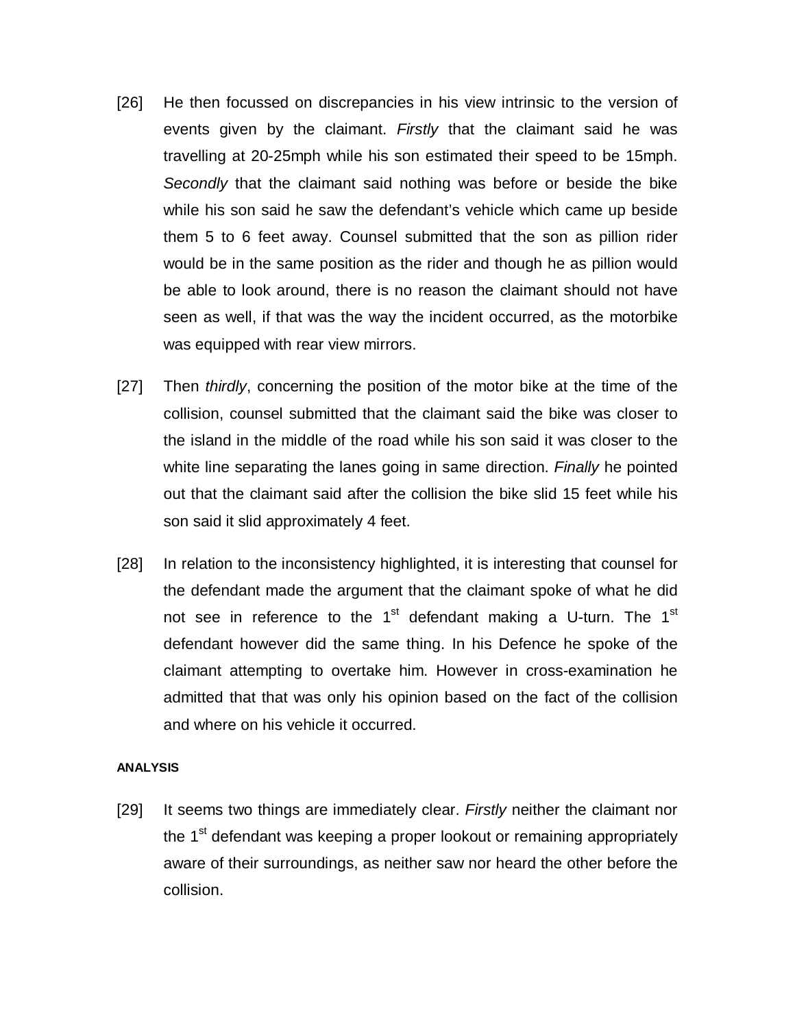[26] He then focussed on discrepancies in his view intrinsic to the version of events given by the claimant. *Firstly* that the claimant said he was travelling at 20-25mph while his son estimated their speed to be 15mph. *Secondly* that the claimant said nothing was before or beside the bike while his son said he saw the defendant's vehicle which came up beside them 5 to 6 feet away. Counsel submitted that the son as pillion rider would be in the same position as the rider and though he as pillion would be able to look around, there is no reason the claimant should not have seen as well, if that was the way the incident occurred, as the motorbike was equipped with rear view mirrors.

[27] Then *thirdly*, concerning the position of the motor bike at the time of the collision, counsel submitted that the claimant said the bike was closer to the island in the middle of the road while his son said it was closer to the white line separating the lanes going in same direction. *Finally* he pointed out that the claimant said after the collision the bike slid 15 feet while his son said it slid approximately 4 feet.

[28] In relation to the inconsistency highlighted, it is interesting that counsel for the defendant made the argument that the claimant spoke of what he did not see in reference to the 1st defendant making a U-turn. The 1st defendant however did the same thing. In his Defence he spoke of the claimant attempting to overtake him. However in cross-examination he admitted that that was only his opinion based on the fact of the collision and where on his vehicle it occurred.

**ANALYSIS**

[29] It seems two things are immediately clear. *Firstly* neither the claimant nor the 1st defendant was keeping a proper lookout or remaining appropriately aware of their surroundings, as neither saw nor heard the other before the collision.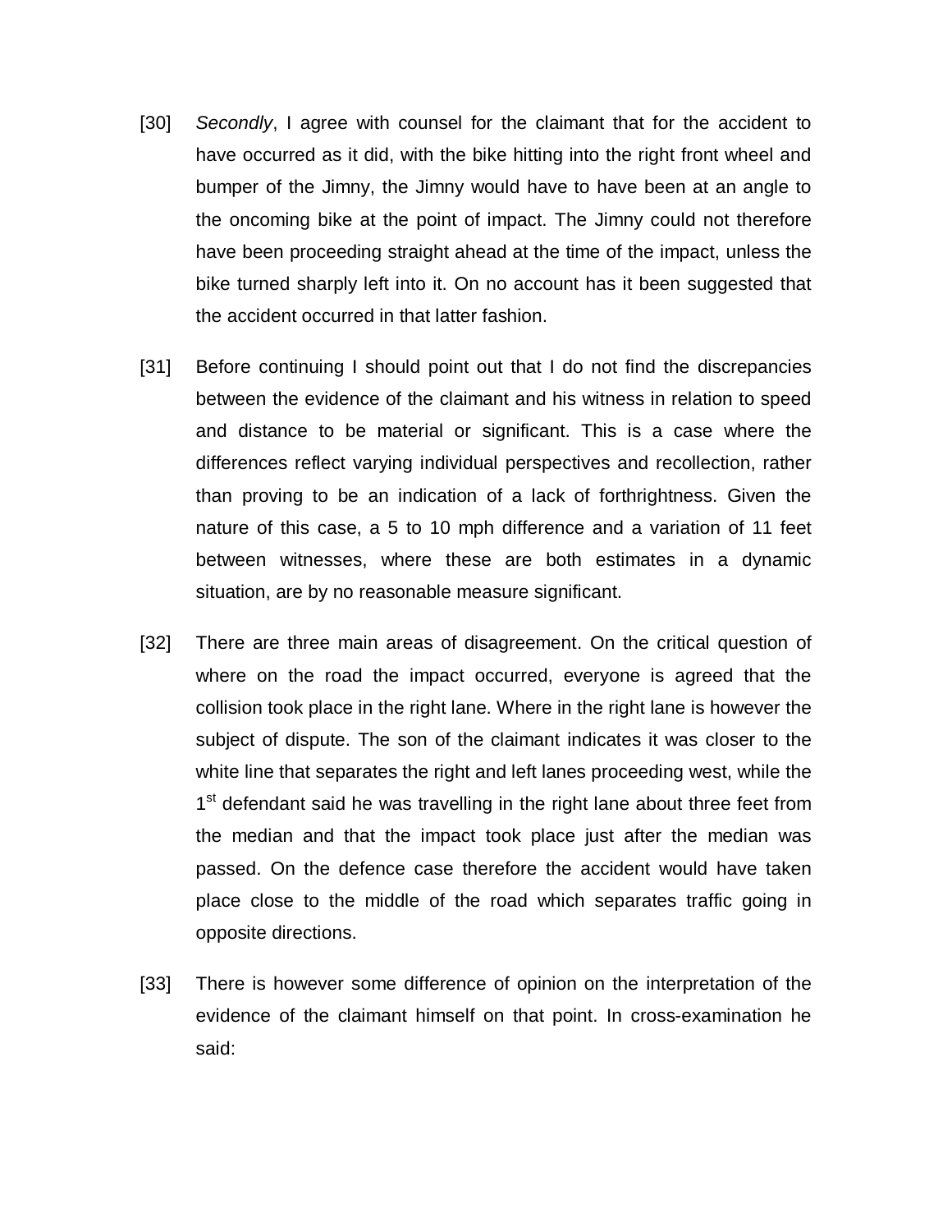[30] *Secondly*, I agree with counsel for the claimant that for the accident to have occurred as it did, with the bike hitting into the right front wheel and bumper of the Jimny, the Jimny would have to have been at an angle to the oncoming bike at the point of impact. The Jimny could not therefore have been proceeding straight ahead at the time of the impact, unless the bike turned sharply left into it. On no account has it been suggested that the accident occurred in that latter fashion.

[31] Before continuing I should point out that I do not find the discrepancies between the evidence of the claimant and his witness in relation to speed and distance to be material or significant. This is a case where the differences reflect varying individual perspectives and recollection, rather than proving to be an indication of a lack of forthrightness. Given the nature of this case, a 5 to 10 mph difference and a variation of 11 feet between witnesses, where these are both estimates in a dynamic situation, are by no reasonable measure significant.

[32] There are three main areas of disagreement. On the critical question of where on the road the impact occurred, everyone is agreed that the collision took place in the right lane. Where in the right lane is however the subject of dispute. The son of the claimant indicates it was closer to the white line that separates the right and left lanes proceeding west, while the 1st defendant said he was travelling in the right lane about three feet from the median and that the impact took place just after the median was passed. On the defence case therefore the accident would have taken place close to the middle of the road which separates traffic going in opposite directions.

[33] There is however some difference of opinion on the interpretation of the evidence of the claimant himself on that point. In cross-examination he said: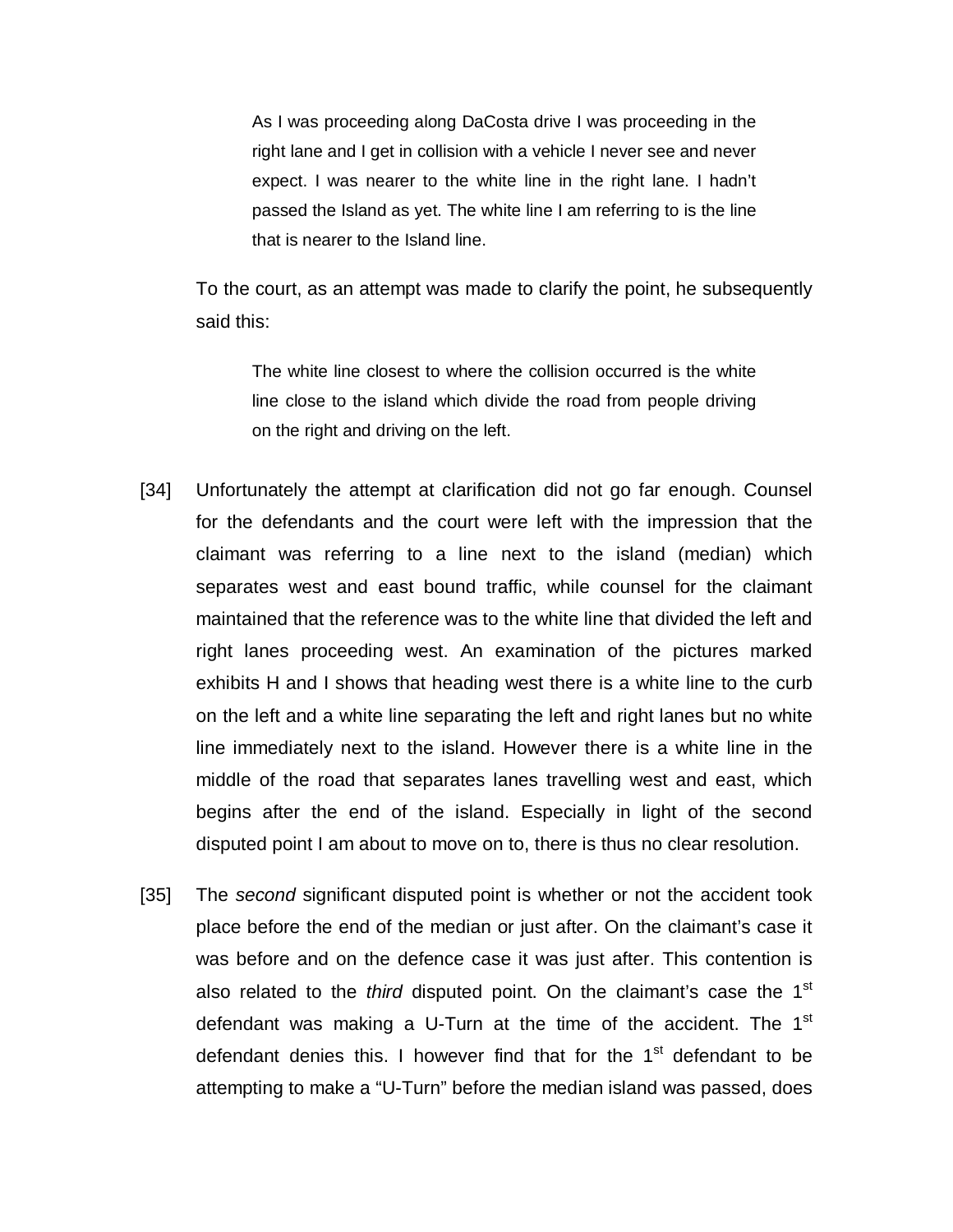> As I was proceeding along DaCosta drive I was proceeding in the right lane and I get in collision with a vehicle I never see and never expect. I was nearer to the white line in the right lane. I hadn't passed the Island as yet. The white line I am referring to is the line that is nearer to the Island line.

To the court, as an attempt was made to clarify the point, he subsequently said this:

> The white line closest to where the collision occurred is the white line close to the island which divide the road from people driving on the right and driving on the left.

[34] Unfortunately the attempt at clarification did not go far enough. Counsel for the defendants and the court were left with the impression that the claimant was referring to a line next to the island (median) which separates west and east bound traffic, while counsel for the claimant maintained that the reference was to the white line that divided the left and right lanes proceeding west. An examination of the pictures marked exhibits H and I shows that heading west there is a white line to the curb on the left and a white line separating the left and right lanes but no white line immediately next to the island. However there is a white line in the middle of the road that separates lanes travelling west and east, which begins after the end of the island. Especially in light of the second disputed point I am about to move on to, there is thus no clear resolution.

[35] The *second* significant disputed point is whether or not the accident took place before the end of the median or just after. On the claimant's case it was before and on the defence case it was just after. This contention is also related to the *third* disputed point. On the claimant's case the 1st defendant was making a U-Turn at the time of the accident. The 1st defendant denies this. I however find that for the 1st defendant to be attempting to make a "U-Turn" before the median island was passed, does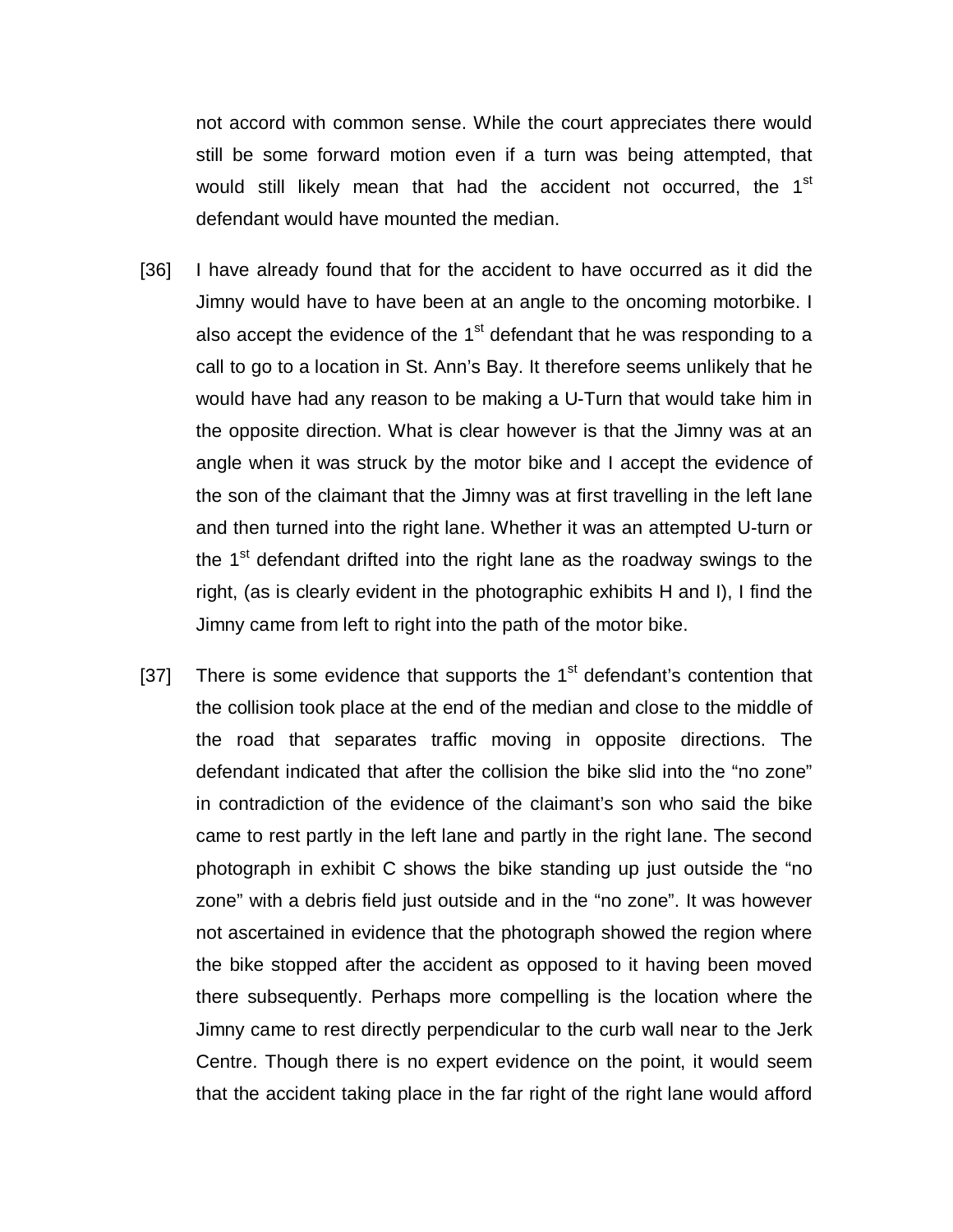not accord with common sense. While the court appreciates there would still be some forward motion even if a turn was being attempted, that would still likely mean that had the accident not occurred, the 1st defendant would have mounted the median.

[36] I have already found that for the accident to have occurred as it did the Jimny would have to have been at an angle to the oncoming motorbike. I also accept the evidence of the 1st defendant that he was responding to a call to go to a location in St. Ann's Bay. It therefore seems unlikely that he would have had any reason to be making a U-Turn that would take him in the opposite direction. What is clear however is that the Jimny was at an angle when it was struck by the motor bike and I accept the evidence of the son of the claimant that the Jimny was at first travelling in the left lane and then turned into the right lane. Whether it was an attempted U-turn or the 1st defendant drifted into the right lane as the roadway swings to the right, (as is clearly evident in the photographic exhibits H and I), I find the Jimny came from left to right into the path of the motor bike.

[37] There is some evidence that supports the 1st defendant's contention that the collision took place at the end of the median and close to the middle of the road that separates traffic moving in opposite directions. The defendant indicated that after the collision the bike slid into the "no zone" in contradiction of the evidence of the claimant's son who said the bike came to rest partly in the left lane and partly in the right lane. The second photograph in exhibit C shows the bike standing up just outside the "no zone" with a debris field just outside and in the "no zone". It was however not ascertained in evidence that the photograph showed the region where the bike stopped after the accident as opposed to it having been moved there subsequently. Perhaps more compelling is the location where the Jimny came to rest directly perpendicular to the curb wall near to the Jerk Centre. Though there is no expert evidence on the point, it would seem that the accident taking place in the far right of the right lane would afford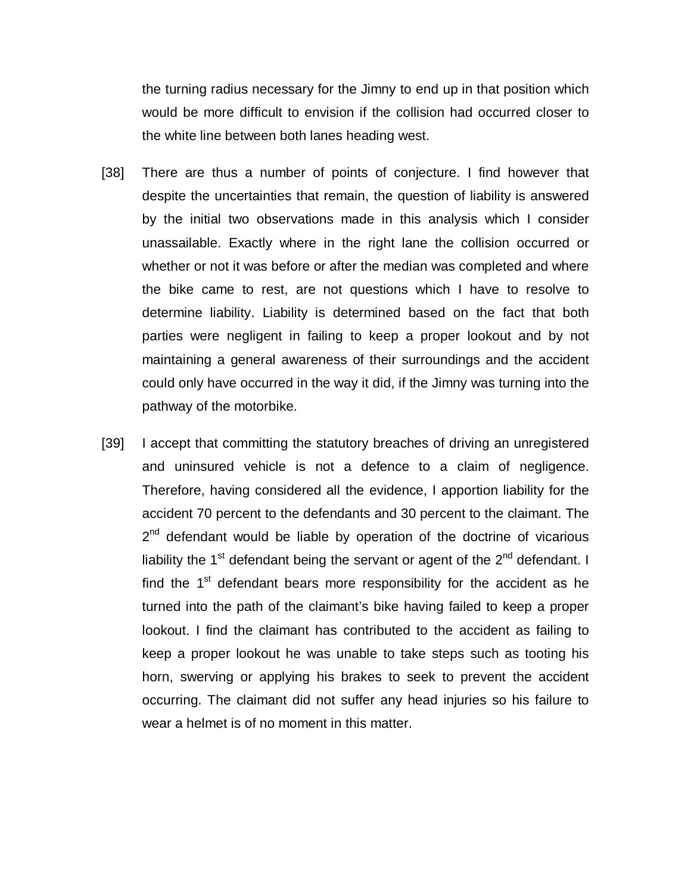the turning radius necessary for the Jimny to end up in that position which would be more difficult to envision if the collision had occurred closer to the white line between both lanes heading west.

[38] There are thus a number of points of conjecture. I find however that despite the uncertainties that remain, the question of liability is answered by the initial two observations made in this analysis which I consider unassailable. Exactly where in the right lane the collision occurred or whether or not it was before or after the median was completed and where the bike came to rest, are not questions which I have to resolve to determine liability. Liability is determined based on the fact that both parties were negligent in failing to keep a proper lookout and by not maintaining a general awareness of their surroundings and the accident could only have occurred in the way it did, if the Jimny was turning into the pathway of the motorbike.

[39] I accept that committing the statutory breaches of driving an unregistered and uninsured vehicle is not a defence to a claim of negligence. Therefore, having considered all the evidence, I apportion liability for the accident 70 percent to the defendants and 30 percent to the claimant. The 2nd defendant would be liable by operation of the doctrine of vicarious liability the 1st defendant being the servant or agent of the 2nd defendant. I find the 1st defendant bears more responsibility for the accident as he turned into the path of the claimant's bike having failed to keep a proper lookout. I find the claimant has contributed to the accident as failing to keep a proper lookout he was unable to take steps such as tooting his horn, swerving or applying his brakes to seek to prevent the accident occurring. The claimant did not suffer any head injuries so his failure to wear a helmet is of no moment in this matter.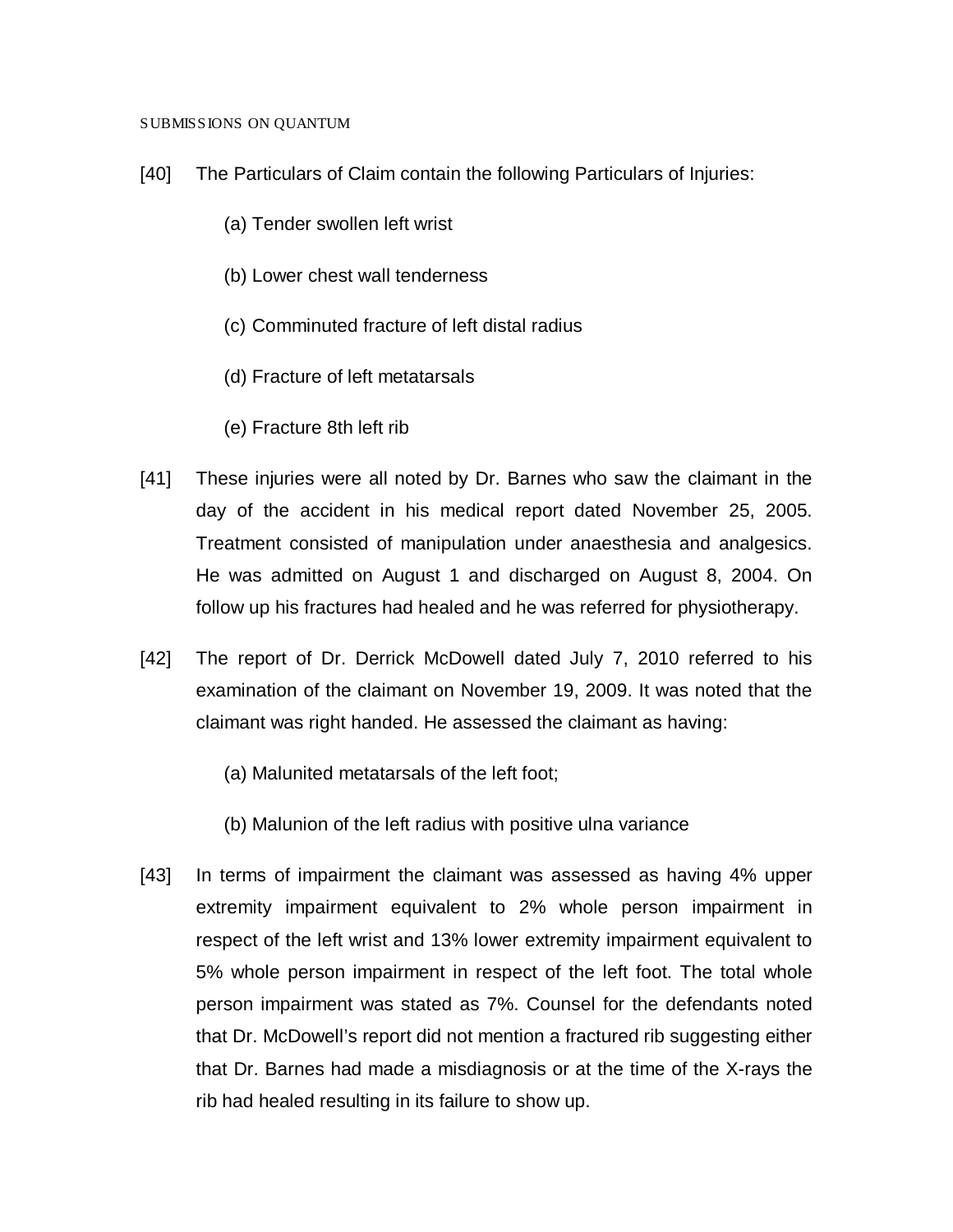## SUBMISSIONS ON QUANTUM

[40] The Particulars of Claim contain the following Particulars of Injuries:

(a) Tender swollen left wrist

(b) Lower chest wall tenderness

(c) Comminuted fracture of left distal radius

(d) Fracture of left metatarsals

(e) Fracture 8th left rib

[41] These injuries were all noted by Dr. Barnes who saw the claimant in the day of the accident in his medical report dated November 25, 2005. Treatment consisted of manipulation under anaesthesia and analgesics. He was admitted on August 1 and discharged on August 8, 2004. On follow up his fractures had healed and he was referred for physiotherapy.

[42] The report of Dr. Derrick McDowell dated July 7, 2010 referred to his examination of the claimant on November 19, 2009. It was noted that the claimant was right handed. He assessed the claimant as having:

(a) Malunited metatarsals of the left foot;

(b) Malunion of the left radius with positive ulna variance

[43] In terms of impairment the claimant was assessed as having 4% upper extremity impairment equivalent to 2% whole person impairment in respect of the left wrist and 13% lower extremity impairment equivalent to 5% whole person impairment in respect of the left foot. The total whole person impairment was stated as 7%. Counsel for the defendants noted that Dr. McDowell's report did not mention a fractured rib suggesting either that Dr. Barnes had made a misdiagnosis or at the time of the X-rays the rib had healed resulting in its failure to show up.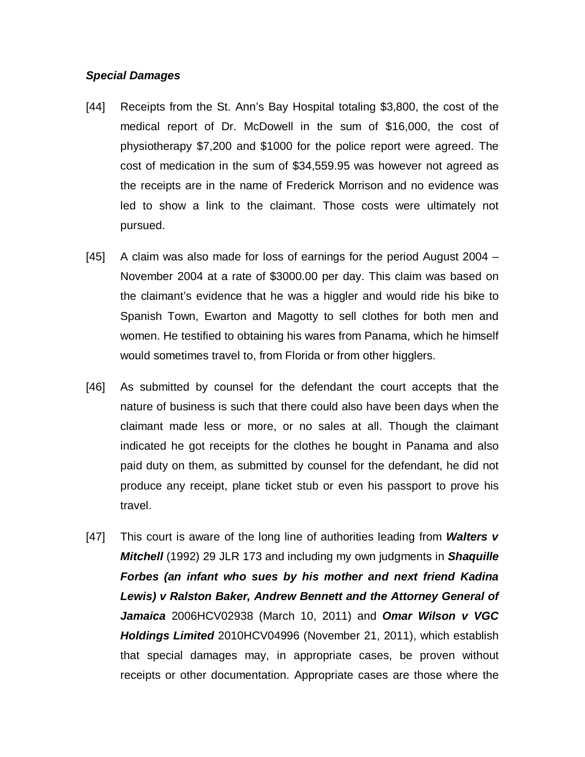***Special Damages***

[44] Receipts from the St. Ann's Bay Hospital totaling $3,800, the cost of the medical report of Dr. McDowell in the sum of $16,000, the cost of physiotherapy $7,200 and $1000 for the police report were agreed. The cost of medication in the sum of $34,559.95 was however not agreed as the receipts are in the name of Frederick Morrison and no evidence was led to show a link to the claimant. Those costs were ultimately not pursued.

[45] A claim was also made for loss of earnings for the period August 2004 – November 2004 at a rate of $3000.00 per day. This claim was based on the claimant's evidence that he was a higgler and would ride his bike to Spanish Town, Ewarton and Magotty to sell clothes for both men and women. He testified to obtaining his wares from Panama, which he himself would sometimes travel to, from Florida or from other higglers.

[46] As submitted by counsel for the defendant the court accepts that the nature of business is such that there could also have been days when the claimant made less or more, or no sales at all. Though the claimant indicated he got receipts for the clothes he bought in Panama and also paid duty on them, as submitted by counsel for the defendant, he did not produce any receipt, plane ticket stub or even his passport to prove his travel.

[47] This court is aware of the long line of authorities leading from ***Walters v Mitchell*** (1992) 29 JLR 173 and including my own judgments in ***Shaquille Forbes (an infant who sues by his mother and next friend Kadina Lewis) v Ralston Baker, Andrew Bennett and the Attorney General of Jamaica*** 2006HCV02938 (March 10, 2011) and ***Omar Wilson v VGC Holdings Limited*** 2010HCV04996 (November 21, 2011), which establish that special damages may, in appropriate cases, be proven without receipts or other documentation. Appropriate cases are those where the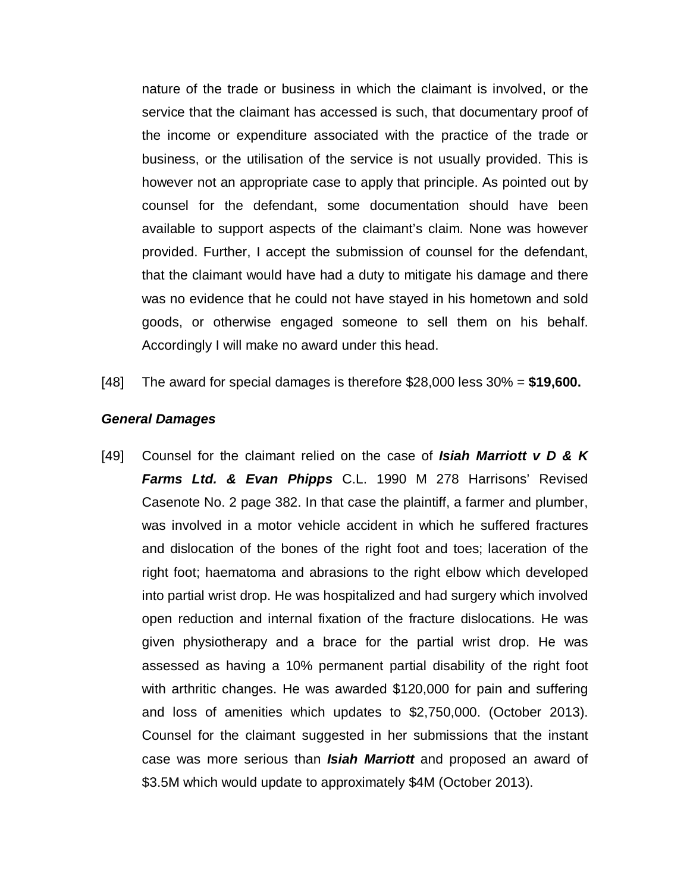nature of the trade or business in which the claimant is involved, or the service that the claimant has accessed is such, that documentary proof of the income or expenditure associated with the practice of the trade or business, or the utilisation of the service is not usually provided. This is however not an appropriate case to apply that principle. As pointed out by counsel for the defendant, some documentation should have been available to support aspects of the claimant's claim. None was however provided. Further, I accept the submission of counsel for the defendant, that the claimant would have had a duty to mitigate his damage and there was no evidence that he could not have stayed in his hometown and sold goods, or otherwise engaged someone to sell them on his behalf. Accordingly I will make no award under this head.

[48] The award for special damages is therefore $28,000 less 30% = **$19,600.**

***General Damages***

[49] Counsel for the claimant relied on the case of ***Isiah Marriott v D & K Farms Ltd. & Evan Phipps*** C.L. 1990 M 278 Harrisons' Revised Casenote No. 2 page 382. In that case the plaintiff, a farmer and plumber, was involved in a motor vehicle accident in which he suffered fractures and dislocation of the bones of the right foot and toes; laceration of the right foot; haematoma and abrasions to the right elbow which developed into partial wrist drop. He was hospitalized and had surgery which involved open reduction and internal fixation of the fracture dislocations. He was given physiotherapy and a brace for the partial wrist drop. He was assessed as having a 10% permanent partial disability of the right foot with arthritic changes. He was awarded $120,000 for pain and suffering and loss of amenities which updates to $2,750,000. (October 2013). Counsel for the claimant suggested in her submissions that the instant case was more serious than ***Isiah Marriott*** and proposed an award of $3.5M which would update to approximately $4M (October 2013).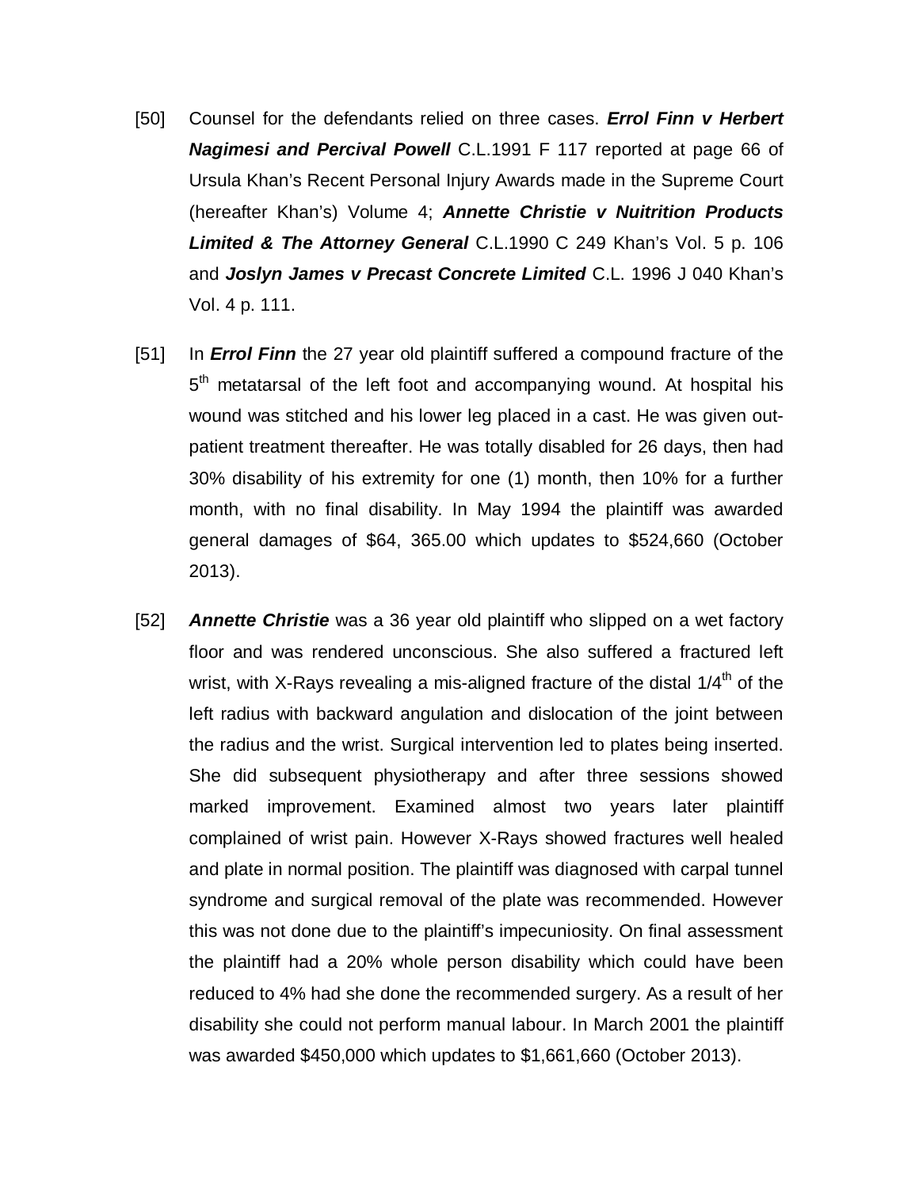[50] Counsel for the defendants relied on three cases. ***Errol Finn v Herbert Nagimesi and Percival Powell*** C.L.1991 F 117 reported at page 66 of Ursula Khan's Recent Personal Injury Awards made in the Supreme Court (hereafter Khan's) Volume 4; ***Annette Christie v Nuitrition Products Limited & The Attorney General*** C.L.1990 C 249 Khan's Vol. 5 p. 106 and ***Joslyn James v Precast Concrete Limited*** C.L. 1996 J 040 Khan's Vol. 4 p. 111.

[51] In ***Errol Finn*** the 27 year old plaintiff suffered a compound fracture of the 5th metatarsal of the left foot and accompanying wound. At hospital his wound was stitched and his lower leg placed in a cast. He was given out-patient treatment thereafter. He was totally disabled for 26 days, then had 30% disability of his extremity for one (1) month, then 10% for a further month, with no final disability. In May 1994 the plaintiff was awarded general damages of $64, 365.00 which updates to $524,660 (October 2013).

[52] ***Annette Christie*** was a 36 year old plaintiff who slipped on a wet factory floor and was rendered unconscious. She also suffered a fractured left wrist, with X-Rays revealing a mis-aligned fracture of the distal 1/4th of the left radius with backward angulation and dislocation of the joint between the radius and the wrist. Surgical intervention led to plates being inserted. She did subsequent physiotherapy and after three sessions showed marked improvement. Examined almost two years later plaintiff complained of wrist pain. However X-Rays showed fractures well healed and plate in normal position. The plaintiff was diagnosed with carpal tunnel syndrome and surgical removal of the plate was recommended. However this was not done due to the plaintiff's impecuniosity. On final assessment the plaintiff had a 20% whole person disability which could have been reduced to 4% had she done the recommended surgery. As a result of her disability she could not perform manual labour. In March 2001 the plaintiff was awarded $450,000 which updates to $1,661,660 (October 2013).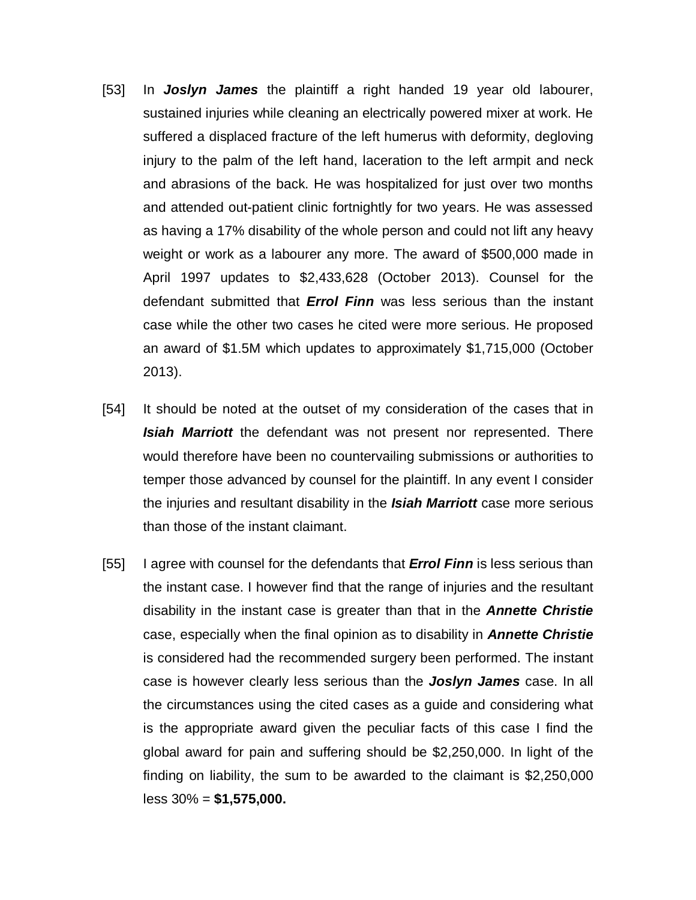[53] In ***Joslyn James*** the plaintiff a right handed 19 year old labourer, sustained injuries while cleaning an electrically powered mixer at work. He suffered a displaced fracture of the left humerus with deformity, degloving injury to the palm of the left hand, laceration to the left armpit and neck and abrasions of the back. He was hospitalized for just over two months and attended out-patient clinic fortnightly for two years. He was assessed as having a 17% disability of the whole person and could not lift any heavy weight or work as a labourer any more. The award of $500,000 made in April 1997 updates to $2,433,628 (October 2013). Counsel for the defendant submitted that ***Errol Finn*** was less serious than the instant case while the other two cases he cited were more serious. He proposed an award of $1.5M which updates to approximately $1,715,000 (October 2013).

[54] It should be noted at the outset of my consideration of the cases that in ***Isiah Marriott*** the defendant was not present nor represented. There would therefore have been no countervailing submissions or authorities to temper those advanced by counsel for the plaintiff. In any event I consider the injuries and resultant disability in the ***Isiah Marriott*** case more serious than those of the instant claimant.

[55] I agree with counsel for the defendants that ***Errol Finn*** is less serious than the instant case. I however find that the range of injuries and the resultant disability in the instant case is greater than that in the ***Annette Christie*** case, especially when the final opinion as to disability in ***Annette Christie*** is considered had the recommended surgery been performed. The instant case is however clearly less serious than the ***Joslyn James*** case. In all the circumstances using the cited cases as a guide and considering what is the appropriate award given the peculiar facts of this case I find the global award for pain and suffering should be $2,250,000. In light of the finding on liability, the sum to be awarded to the claimant is $2,250,000 less 30% = **$1,575,000.**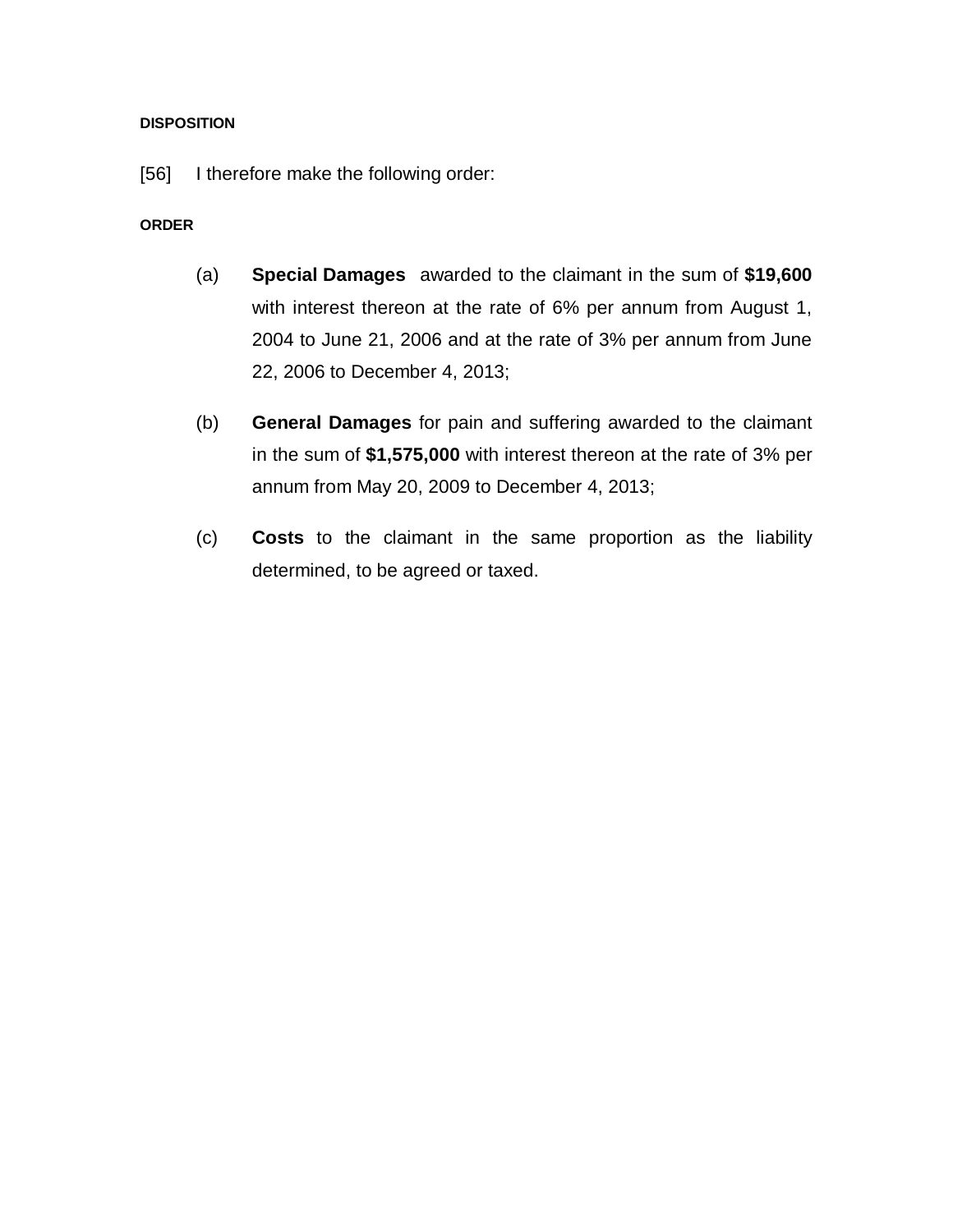**DISPOSITION**

[56] I therefore make the following order:

**ORDER**

(a) **Special Damages** awarded to the claimant in the sum of **$19,600** with interest thereon at the rate of 6% per annum from August 1, 2004 to June 21, 2006 and at the rate of 3% per annum from June 22, 2006 to December 4, 2013;

(b) **General Damages** for pain and suffering awarded to the claimant in the sum of **$1,575,000** with interest thereon at the rate of 3% per annum from May 20, 2009 to December 4, 2013;

(c) **Costs** to the claimant in the same proportion as the liability determined, to be agreed or taxed.